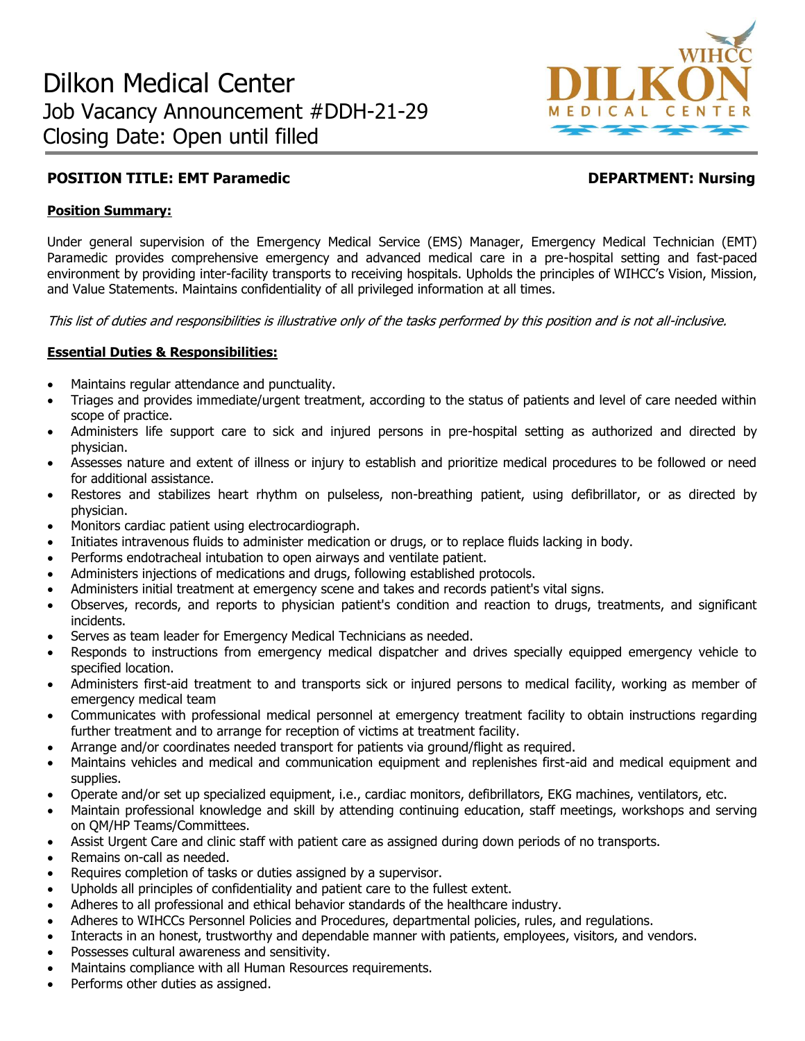# Dilkon Medical Center

Job Vacancy Announcement #DDH-21-29

Closing Date: Open until filled

**POSITION TITLE: EMT Paramedic** **DEPARTMENT: Nursing**

**Position Summary:**

Under general supervision of the Emergency Medical Service (EMS) Manager, Emergency Medical Technician (EMT) Paramedic provides comprehensive emergency and advanced medical care in a pre-hospital setting and fast-paced environment by providing inter-facility transports to receiving hospitals. Upholds the principles of WIHCC's Vision, Mission, and Value Statements. Maintains confidentiality of all privileged information at all times.

*This list of duties and responsibilities is illustrative only of the tasks performed by this position and is not all-inclusive.*

**Essential Duties & Responsibilities:**

- Maintains regular attendance and punctuality.
- Triages and provides immediate/urgent treatment, according to the status of patients and level of care needed within scope of practice.
- Administers life support care to sick and injured persons in pre-hospital setting as authorized and directed by physician.
- Assesses nature and extent of illness or injury to establish and prioritize medical procedures to be followed or need for additional assistance.
- Restores and stabilizes heart rhythm on pulseless, non-breathing patient, using defibrillator, or as directed by physician.
- Monitors cardiac patient using electrocardiograph.
- Initiates intravenous fluids to administer medication or drugs, or to replace fluids lacking in body.
- Performs endotracheal intubation to open airways and ventilate patient.
- Administers injections of medications and drugs, following established protocols.
- Administers initial treatment at emergency scene and takes and records patient's vital signs.
- Observes, records, and reports to physician patient's condition and reaction to drugs, treatments, and significant incidents.
- Serves as team leader for Emergency Medical Technicians as needed.
- Responds to instructions from emergency medical dispatcher and drives specially equipped emergency vehicle to specified location.
- Administers first-aid treatment to and transports sick or injured persons to medical facility, working as member of emergency medical team
- Communicates with professional medical personnel at emergency treatment facility to obtain instructions regarding further treatment and to arrange for reception of victims at treatment facility.
- Arrange and/or coordinates needed transport for patients via ground/flight as required.
- Maintains vehicles and medical and communication equipment and replenishes first-aid and medical equipment and supplies.
- Operate and/or set up specialized equipment, i.e., cardiac monitors, defibrillators, EKG machines, ventilators, etc.
- Maintain professional knowledge and skill by attending continuing education, staff meetings, workshops and serving on QM/HP Teams/Committees.
- Assist Urgent Care and clinic staff with patient care as assigned during down periods of no transports.
- Remains on-call as needed.
- Requires completion of tasks or duties assigned by a supervisor.
- Upholds all principles of confidentiality and patient care to the fullest extent.
- Adheres to all professional and ethical behavior standards of the healthcare industry.
- Adheres to WIHCCs Personnel Policies and Procedures, departmental policies, rules, and regulations.
- Interacts in an honest, trustworthy and dependable manner with patients, employees, visitors, and vendors.
- Possesses cultural awareness and sensitivity.
- Maintains compliance with all Human Resources requirements.
- Performs other duties as assigned.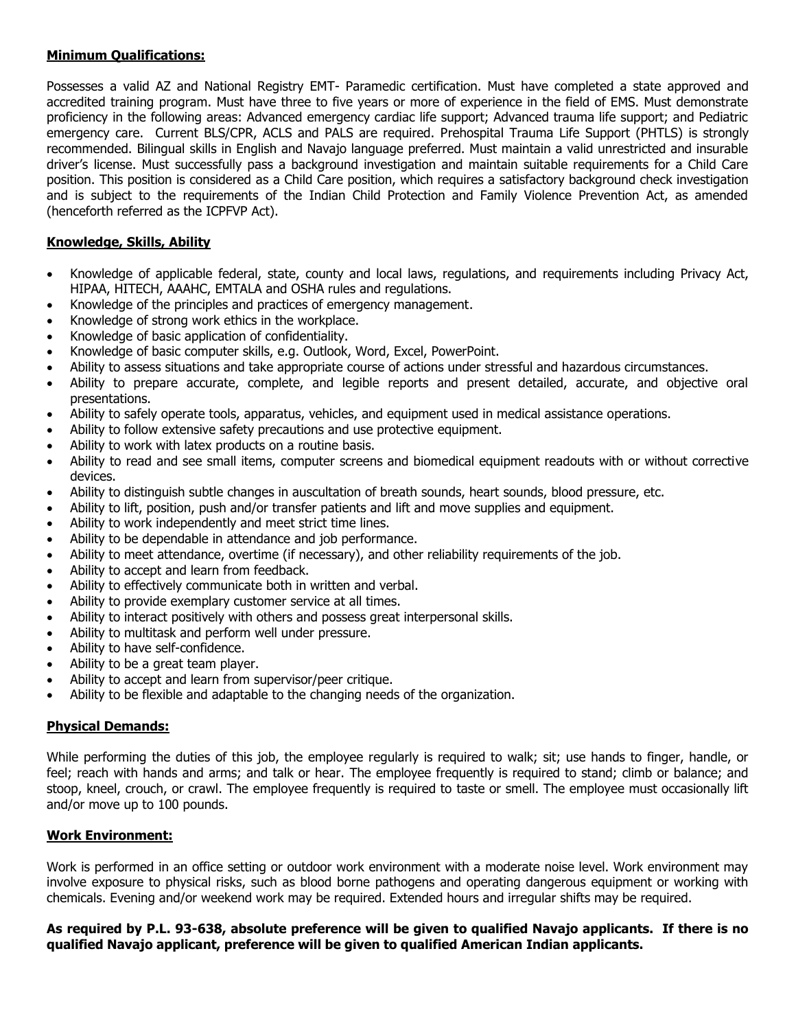**Minimum Qualifications:**

Possesses a valid AZ and National Registry EMT- Paramedic certification. Must have completed a state approved and accredited training program. Must have three to five years or more of experience in the field of EMS. Must demonstrate proficiency in the following areas: Advanced emergency cardiac life support; Advanced trauma life support; and Pediatric emergency care. Current BLS/CPR, ACLS and PALS are required. Prehospital Trauma Life Support (PHTLS) is strongly recommended. Bilingual skills in English and Navajo language preferred. Must maintain a valid unrestricted and insurable driver's license. Must successfully pass a background investigation and maintain suitable requirements for a Child Care position. This position is considered as a Child Care position, which requires a satisfactory background check investigation and is subject to the requirements of the Indian Child Protection and Family Violence Prevention Act, as amended (henceforth referred as the ICPFVP Act).

**Knowledge, Skills, Ability**

- Knowledge of applicable federal, state, county and local laws, regulations, and requirements including Privacy Act, HIPAA, HITECH, AAAHC, EMTALA and OSHA rules and regulations.
- Knowledge of the principles and practices of emergency management.
- Knowledge of strong work ethics in the workplace.
- Knowledge of basic application of confidentiality.
- Knowledge of basic computer skills, e.g. Outlook, Word, Excel, PowerPoint.
- Ability to assess situations and take appropriate course of actions under stressful and hazardous circumstances.
- Ability to prepare accurate, complete, and legible reports and present detailed, accurate, and objective oral presentations.
- Ability to safely operate tools, apparatus, vehicles, and equipment used in medical assistance operations.
- Ability to follow extensive safety precautions and use protective equipment.
- Ability to work with latex products on a routine basis.
- Ability to read and see small items, computer screens and biomedical equipment readouts with or without corrective devices.
- Ability to distinguish subtle changes in auscultation of breath sounds, heart sounds, blood pressure, etc.
- Ability to lift, position, push and/or transfer patients and lift and move supplies and equipment.
- Ability to work independently and meet strict time lines.
- Ability to be dependable in attendance and job performance.
- Ability to meet attendance, overtime (if necessary), and other reliability requirements of the job.
- Ability to accept and learn from feedback.
- Ability to effectively communicate both in written and verbal.
- Ability to provide exemplary customer service at all times.
- Ability to interact positively with others and possess great interpersonal skills.
- Ability to multitask and perform well under pressure.
- Ability to have self-confidence.
- Ability to be a great team player.
- Ability to accept and learn from supervisor/peer critique.
- Ability to be flexible and adaptable to the changing needs of the organization.

**Physical Demands:**

While performing the duties of this job, the employee regularly is required to walk; sit; use hands to finger, handle, or feel; reach with hands and arms; and talk or hear. The employee frequently is required to stand; climb or balance; and stoop, kneel, crouch, or crawl. The employee frequently is required to taste or smell. The employee must occasionally lift and/or move up to 100 pounds.

**Work Environment:**

Work is performed in an office setting or outdoor work environment with a moderate noise level. Work environment may involve exposure to physical risks, such as blood borne pathogens and operating dangerous equipment or working with chemicals. Evening and/or weekend work may be required. Extended hours and irregular shifts may be required.

**As required by P.L. 93-638, absolute preference will be given to qualified Navajo applicants. If there is no qualified Navajo applicant, preference will be given to qualified American Indian applicants.**